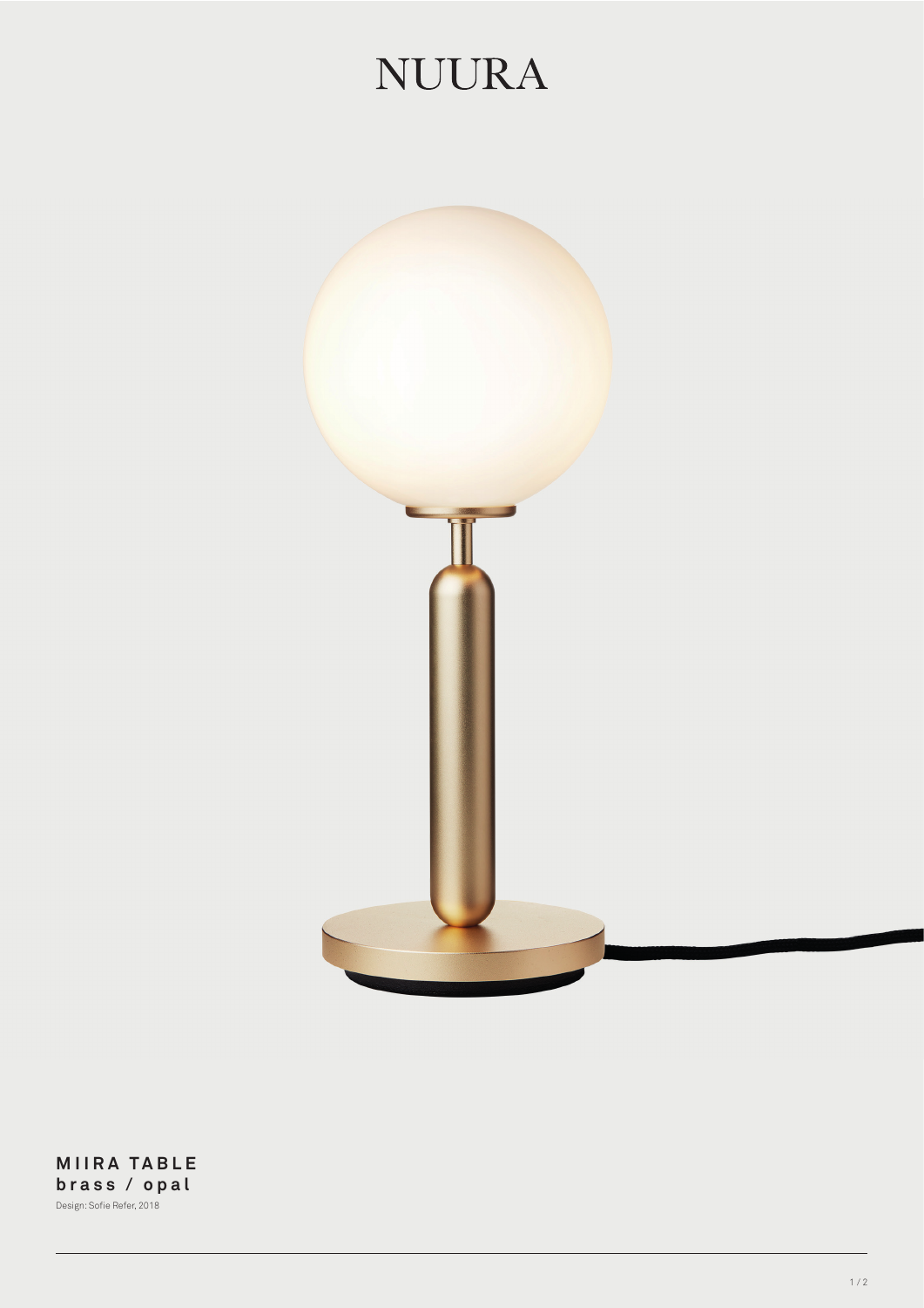# NUURA

**MIIRA TABLE**
**brass / opal**
Design: Sofie Refer, 2018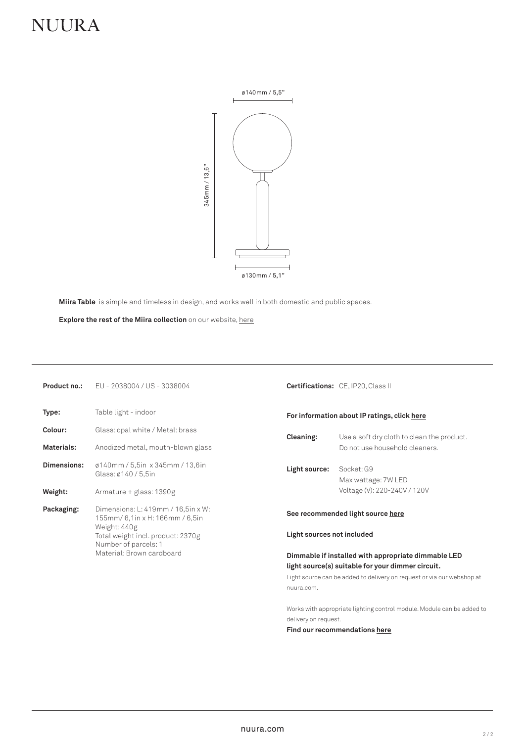# NUURA

ø140mm / 5,5"

345mm / 13,6"

ø130mm / 5,1"

**Miira Table** is simple and timeless in design, and works well in both domestic and public spaces.

**Explore the rest of the Miira collection** on our website, here

| | |
|---|---|
| **Product no.:** | EU - 2038004 / US - 3038004 |
| **Type:** | Table light - indoor |
| **Colour:** | Glass: opal white / Metal: brass |
| **Materials:** | Anodized metal, mouth-blown glass |
| **Dimensions:** | ø140mm / 5,5in x 345mm / 13,6in<br>Glass: ø140 / 5,5in |
| **Weight:** | Armature + glass: 1390g |
| **Packaging:** | Dimensions: L: 419mm / 16,5in x W: 155mm/ 6,1in x H: 166mm / 6,5in<br>Weight: 440g<br>Total weight incl. product: 2370g<br>Number of parcels: 1<br>Material: Brown cardboard |

**Certifications:** CE, IP20, Class II

**For information about IP ratings, click here**

| | |
|---|---|
| **Cleaning:** | Use a soft dry cloth to clean the product.<br>Do not use household cleaners. |
| **Light source:** | Socket: G9<br>Max wattage: 7W LED<br>Voltage (V): 220-240V / 120V |

**See recommended light source here**

**Light sources not included**

**Dimmable if installed with appropriate dimmable LED light source(s) suitable for your dimmer circuit.**

Light source can be added to delivery on request or via our webshop at nuura.com.

Works with appropriate lighting control module. Module can be added to delivery on request.

**Find our recommendations here**

nuura.com